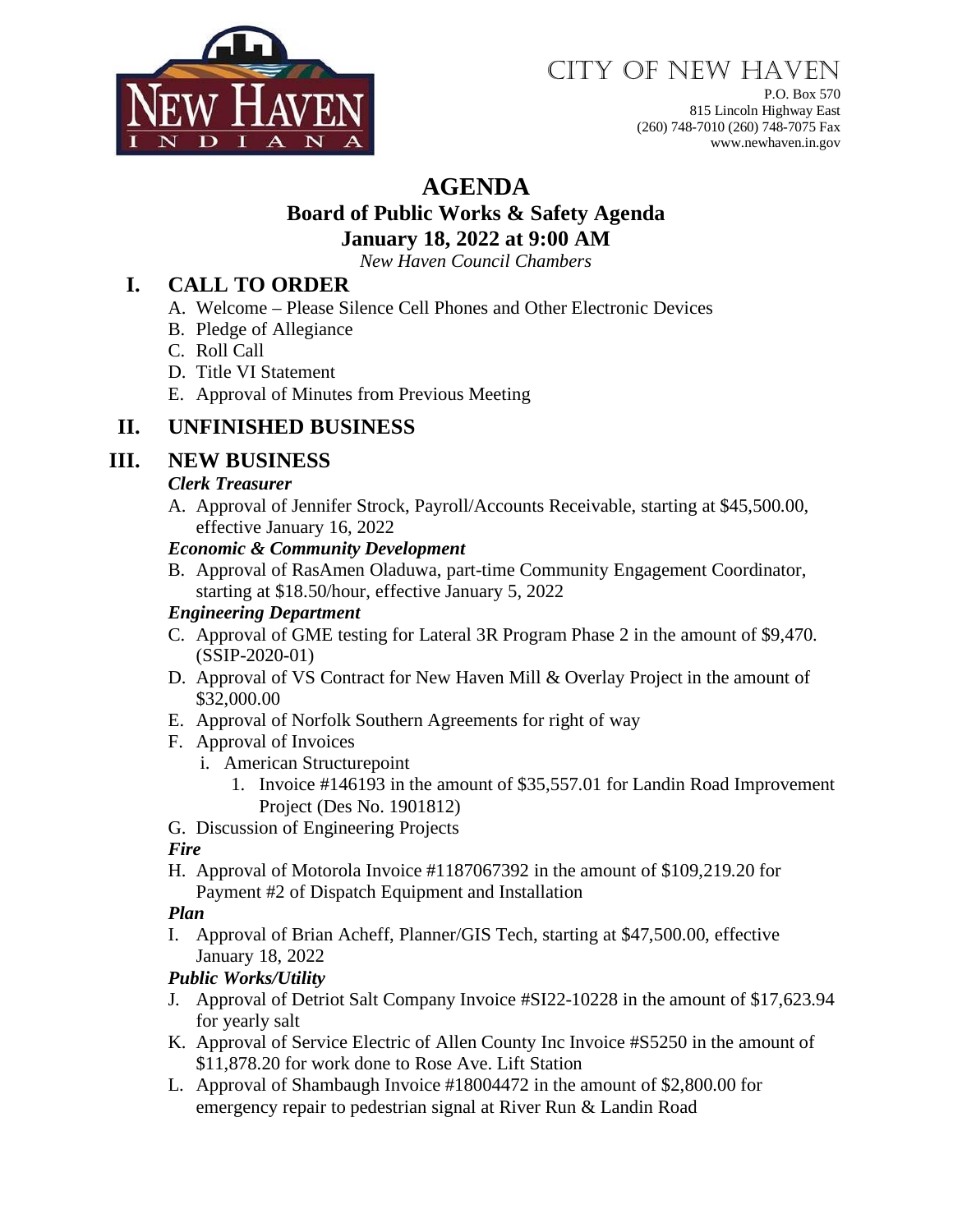CITY OF NEW HAVEN

P.O. Box 570
815 Lincoln Highway East
(260) 748-7010 (260) 748-7075 Fax
www.newhaven.in.gov

# AGENDA

## Board of Public Works & Safety Agenda

## January 18, 2022 at 9:00 AM

*New Haven Council Chambers*

## I. CALL TO ORDER

A. Welcome – Please Silence Cell Phones and Other Electronic Devices
B. Pledge of Allegiance
C. Roll Call
D. Title VI Statement
E. Approval of Minutes from Previous Meeting

## II. UNFINISHED BUSINESS

## III. NEW BUSINESS

***Clerk Treasurer***

A. Approval of Jennifer Strock, Payroll/Accounts Receivable, starting at $45,500.00, effective January 16, 2022

***Economic & Community Development***

B. Approval of RasAmen Oladuwa, part-time Community Engagement Coordinator, starting at $18.50/hour, effective January 5, 2022

***Engineering Department***

C. Approval of GME testing for Lateral 3R Program Phase 2 in the amount of $9,470. (SSIP-2020-01)
D. Approval of VS Contract for New Haven Mill & Overlay Project in the amount of $32,000.00
E. Approval of Norfolk Southern Agreements for right of way
F. Approval of Invoices
   i. American Structurepoint
      1. Invoice #146193 in the amount of $35,557.01 for Landin Road Improvement Project (Des No. 1901812)
G. Discussion of Engineering Projects

***Fire***

H. Approval of Motorola Invoice #1187067392 in the amount of $109,219.20 for Payment #2 of Dispatch Equipment and Installation

***Plan***

I. Approval of Brian Acheff, Planner/GIS Tech, starting at $47,500.00, effective January 18, 2022

***Public Works/Utility***

J. Approval of Detriot Salt Company Invoice #SI22-10228 in the amount of $17,623.94 for yearly salt
K. Approval of Service Electric of Allen County Inc Invoice #S5250 in the amount of $11,878.20 for work done to Rose Ave. Lift Station
L. Approval of Shambaugh Invoice #18004472 in the amount of $2,800.00 for emergency repair to pedestrian signal at River Run & Landin Road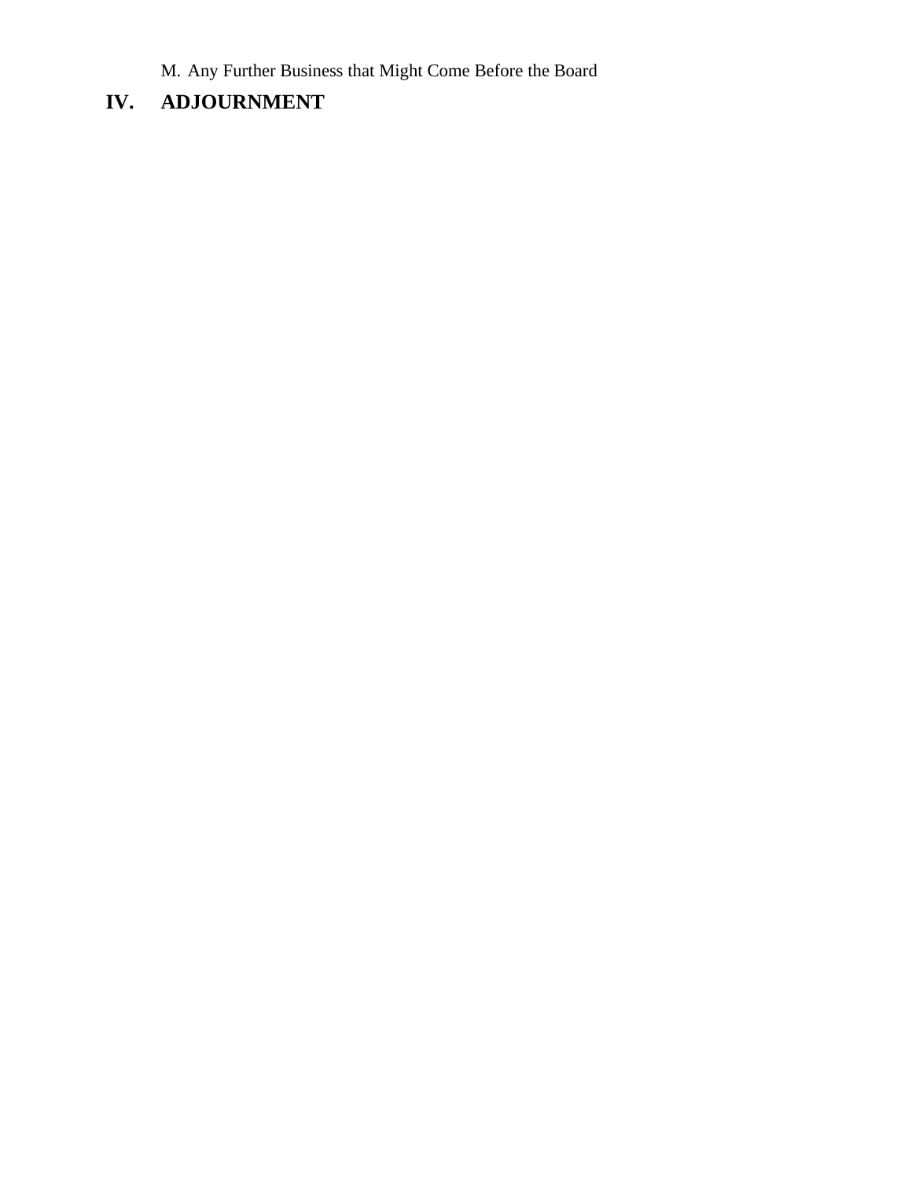M. Any Further Business that Might Come Before the Board

## IV. ADJOURNMENT